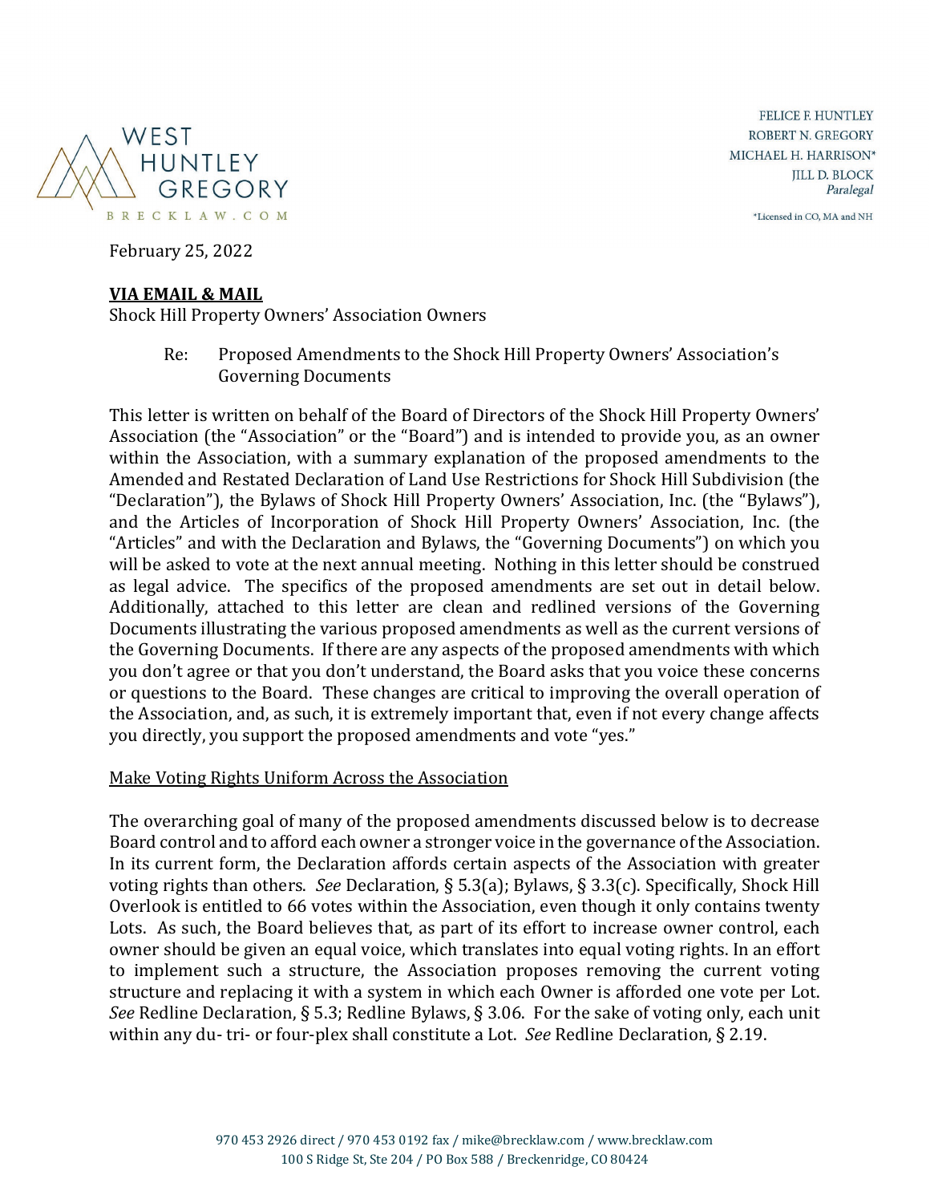WEST HUNTLEY GREGORY
BRECKLAW.COM

FELICE F. HUNTLEY
ROBERT N. GREGORY
MICHAEL H. HARRISON*
JILL D. BLOCK
*Paralegal*

*Licensed in CO, MA and NH

February 25, 2022

**VIA EMAIL & MAIL**
Shock Hill Property Owners' Association Owners

Re: Proposed Amendments to the Shock Hill Property Owners' Association's Governing Documents

This letter is written on behalf of the Board of Directors of the Shock Hill Property Owners' Association (the "Association" or the "Board") and is intended to provide you, as an owner within the Association, with a summary explanation of the proposed amendments to the Amended and Restated Declaration of Land Use Restrictions for Shock Hill Subdivision (the "Declaration"), the Bylaws of Shock Hill Property Owners' Association, Inc. (the "Bylaws"), and the Articles of Incorporation of Shock Hill Property Owners' Association, Inc. (the "Articles" and with the Declaration and Bylaws, the "Governing Documents") on which you will be asked to vote at the next annual meeting. Nothing in this letter should be construed as legal advice. The specifics of the proposed amendments are set out in detail below. Additionally, attached to this letter are clean and redlined versions of the Governing Documents illustrating the various proposed amendments as well as the current versions of the Governing Documents. If there are any aspects of the proposed amendments with which you don't agree or that you don't understand, the Board asks that you voice these concerns or questions to the Board. These changes are critical to improving the overall operation of the Association, and, as such, it is extremely important that, even if not every change affects you directly, you support the proposed amendments and vote "yes."

## Make Voting Rights Uniform Across the Association

The overarching goal of many of the proposed amendments discussed below is to decrease Board control and to afford each owner a stronger voice in the governance of the Association. In its current form, the Declaration affords certain aspects of the Association with greater voting rights than others. *See* Declaration, § 5.3(a); Bylaws, § 3.3(c). Specifically, Shock Hill Overlook is entitled to 66 votes within the Association, even though it only contains twenty Lots. As such, the Board believes that, as part of its effort to increase owner control, each owner should be given an equal voice, which translates into equal voting rights. In an effort to implement such a structure, the Association proposes removing the current voting structure and replacing it with a system in which each Owner is afforded one vote per Lot. *See* Redline Declaration, § 5.3; Redline Bylaws, § 3.06. For the sake of voting only, each unit within any du- tri- or four-plex shall constitute a Lot. *See* Redline Declaration, § 2.19.

970 453 2926 direct / 970 453 0192 fax / mike@brecklaw.com / www.brecklaw.com
100 S Ridge St, Ste 204 / PO Box 588 / Breckenridge, CO 80424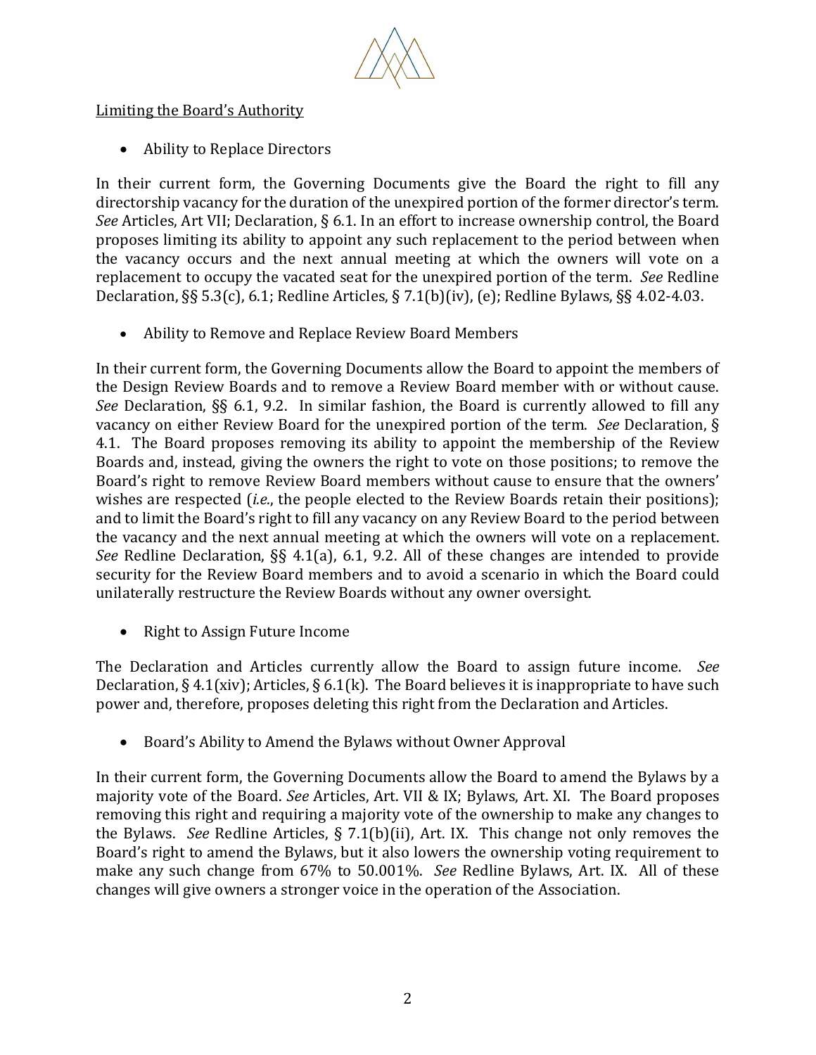<u>Limiting the Board's Authority</u>

- Ability to Replace Directors

In their current form, the Governing Documents give the Board the right to fill any directorship vacancy for the duration of the unexpired portion of the former director's term. *See* Articles, Art VII; Declaration, § 6.1. In an effort to increase ownership control, the Board proposes limiting its ability to appoint any such replacement to the period between when the vacancy occurs and the next annual meeting at which the owners will vote on a replacement to occupy the vacated seat for the unexpired portion of the term. *See* Redline Declaration, §§ 5.3(c), 6.1; Redline Articles, § 7.1(b)(iv), (e); Redline Bylaws, §§ 4.02-4.03.

- Ability to Remove and Replace Review Board Members

In their current form, the Governing Documents allow the Board to appoint the members of the Design Review Boards and to remove a Review Board member with or without cause. *See* Declaration, §§ 6.1, 9.2. In similar fashion, the Board is currently allowed to fill any vacancy on either Review Board for the unexpired portion of the term. *See* Declaration, § 4.1. The Board proposes removing its ability to appoint the membership of the Review Boards and, instead, giving the owners the right to vote on those positions; to remove the Board's right to remove Review Board members without cause to ensure that the owners' wishes are respected (*i.e.*, the people elected to the Review Boards retain their positions); and to limit the Board's right to fill any vacancy on any Review Board to the period between the vacancy and the next annual meeting at which the owners will vote on a replacement. *See* Redline Declaration, §§ 4.1(a), 6.1, 9.2. All of these changes are intended to provide security for the Review Board members and to avoid a scenario in which the Board could unilaterally restructure the Review Boards without any owner oversight.

- Right to Assign Future Income

The Declaration and Articles currently allow the Board to assign future income. *See* Declaration, § 4.1(xiv); Articles, § 6.1(k). The Board believes it is inappropriate to have such power and, therefore, proposes deleting this right from the Declaration and Articles.

- Board's Ability to Amend the Bylaws without Owner Approval

In their current form, the Governing Documents allow the Board to amend the Bylaws by a majority vote of the Board. *See* Articles, Art. VII & IX; Bylaws, Art. XI. The Board proposes removing this right and requiring a majority vote of the ownership to make any changes to the Bylaws. *See* Redline Articles, § 7.1(b)(ii), Art. IX. This change not only removes the Board's right to amend the Bylaws, but it also lowers the ownership voting requirement to make any such change from 67% to 50.001%. *See* Redline Bylaws, Art. IX. All of these changes will give owners a stronger voice in the operation of the Association.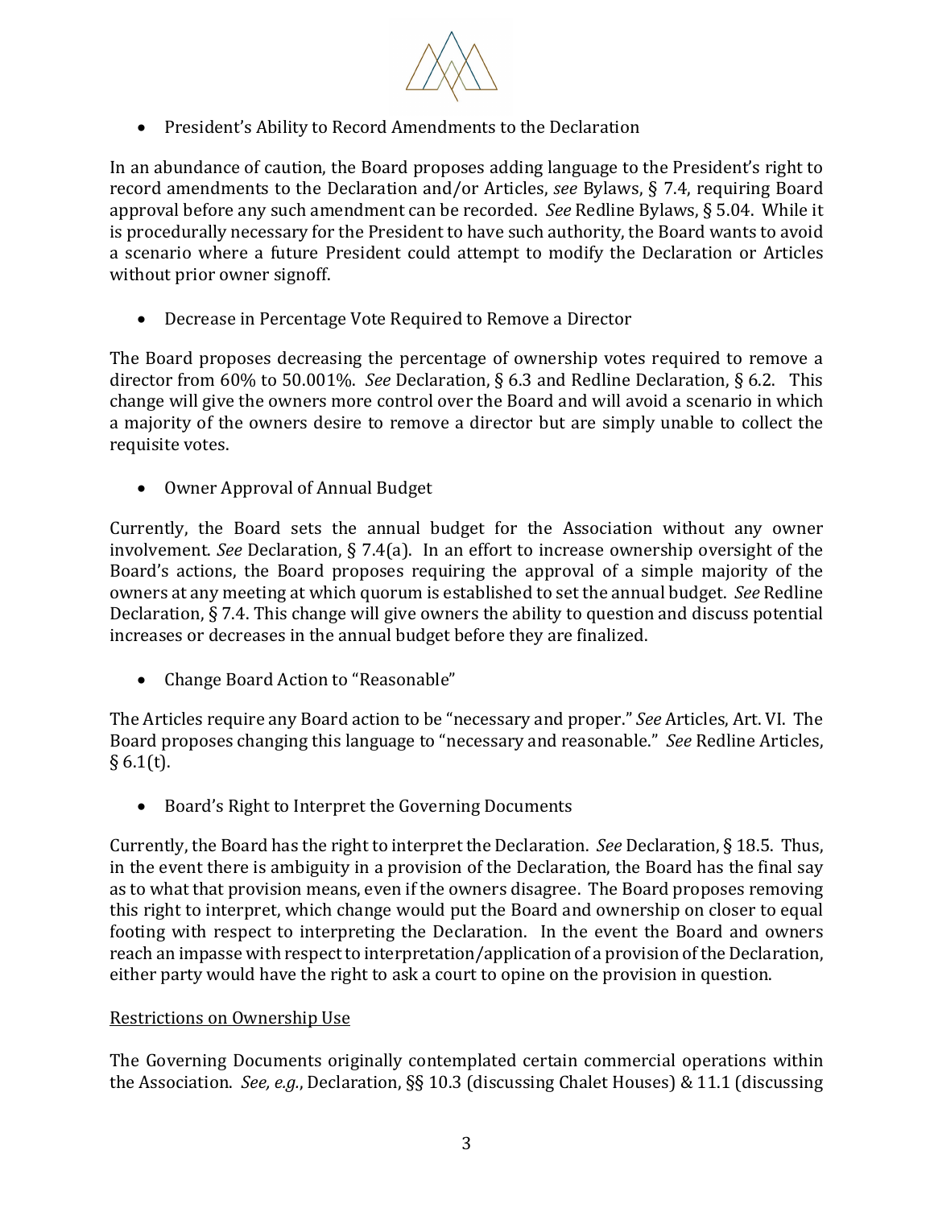- President's Ability to Record Amendments to the Declaration

In an abundance of caution, the Board proposes adding language to the President's right to record amendments to the Declaration and/or Articles, *see* Bylaws, § 7.4, requiring Board approval before any such amendment can be recorded. *See* Redline Bylaws, § 5.04. While it is procedurally necessary for the President to have such authority, the Board wants to avoid a scenario where a future President could attempt to modify the Declaration or Articles without prior owner signoff.

- Decrease in Percentage Vote Required to Remove a Director

The Board proposes decreasing the percentage of ownership votes required to remove a director from 60% to 50.001%. *See* Declaration, § 6.3 and Redline Declaration, § 6.2. This change will give the owners more control over the Board and will avoid a scenario in which a majority of the owners desire to remove a director but are simply unable to collect the requisite votes.

- Owner Approval of Annual Budget

Currently, the Board sets the annual budget for the Association without any owner involvement. *See* Declaration, § 7.4(a). In an effort to increase ownership oversight of the Board's actions, the Board proposes requiring the approval of a simple majority of the owners at any meeting at which quorum is established to set the annual budget. *See* Redline Declaration, § 7.4. This change will give owners the ability to question and discuss potential increases or decreases in the annual budget before they are finalized.

- Change Board Action to "Reasonable"

The Articles require any Board action to be "necessary and proper." *See* Articles, Art. VI. The Board proposes changing this language to "necessary and reasonable." *See* Redline Articles, § 6.1(t).

- Board's Right to Interpret the Governing Documents

Currently, the Board has the right to interpret the Declaration. *See* Declaration, § 18.5. Thus, in the event there is ambiguity in a provision of the Declaration, the Board has the final say as to what that provision means, even if the owners disagree. The Board proposes removing this right to interpret, which change would put the Board and ownership on closer to equal footing with respect to interpreting the Declaration. In the event the Board and owners reach an impasse with respect to interpretation/application of a provision of the Declaration, either party would have the right to ask a court to opine on the provision in question.

<u>Restrictions on Ownership Use</u>

The Governing Documents originally contemplated certain commercial operations within the Association. *See, e.g.*, Declaration, §§ 10.3 (discussing Chalet Houses) & 11.1 (discussing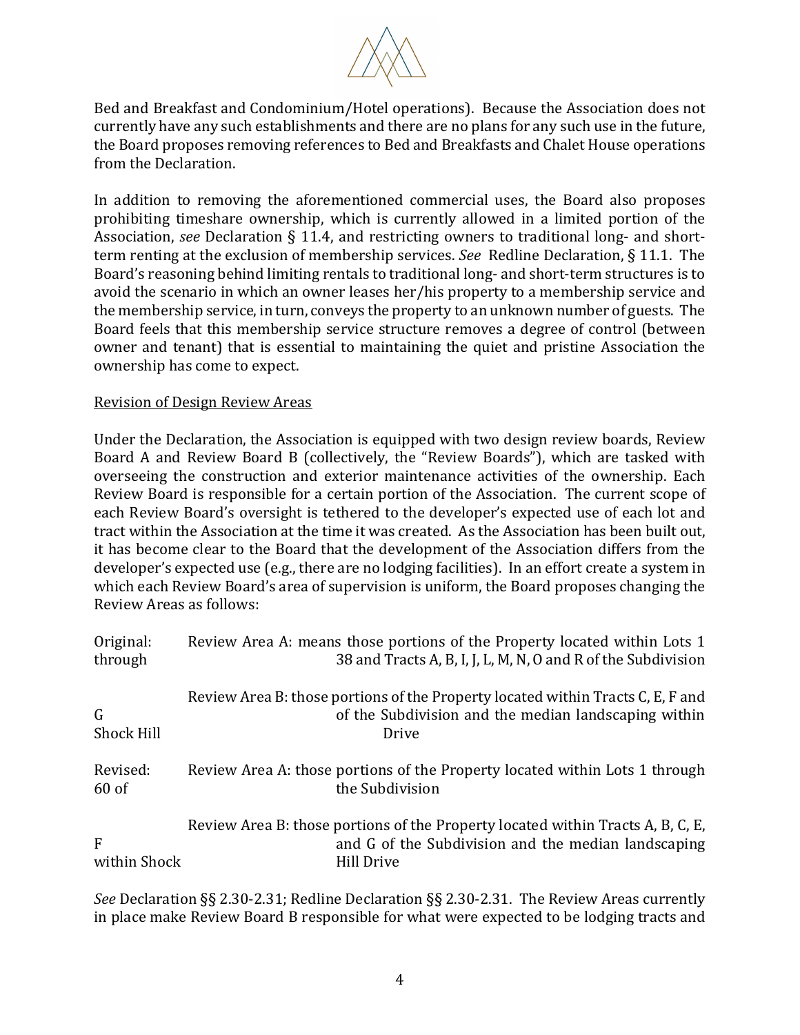Bed and Breakfast and Condominium/Hotel operations). Because the Association does not currently have any such establishments and there are no plans for any such use in the future, the Board proposes removing references to Bed and Breakfasts and Chalet House operations from the Declaration.

In addition to removing the aforementioned commercial uses, the Board also proposes prohibiting timeshare ownership, which is currently allowed in a limited portion of the Association, *see* Declaration § 11.4, and restricting owners to traditional long- and short-term renting at the exclusion of membership services. *See* Redline Declaration, § 11.1. The Board's reasoning behind limiting rentals to traditional long- and short-term structures is to avoid the scenario in which an owner leases her/his property to a membership service and the membership service, in turn, conveys the property to an unknown number of guests. The Board feels that this membership service structure removes a degree of control (between owner and tenant) that is essential to maintaining the quiet and pristine Association the ownership has come to expect.

Revision of Design Review Areas

Under the Declaration, the Association is equipped with two design review boards, Review Board A and Review Board B (collectively, the "Review Boards"), which are tasked with overseeing the construction and exterior maintenance activities of the ownership. Each Review Board is responsible for a certain portion of the Association. The current scope of each Review Board's oversight is tethered to the developer's expected use of each lot and tract within the Association at the time it was created. As the Association has been built out, it has become clear to the Board that the development of the Association differs from the developer's expected use (e.g., there are no lodging facilities). In an effort create a system in which each Review Board's area of supervision is uniform, the Board proposes changing the Review Areas as follows:

Original: Review Area A: means those portions of the Property located within Lots 1 through 38 and Tracts A, B, I, J, L, M, N, O and R of the Subdivision

Review Area B: those portions of the Property located within Tracts C, E, F and G of the Subdivision and the median landscaping within Shock Hill Drive

Revised: Review Area A: those portions of the Property located within Lots 1 through 60 of the Subdivision

Review Area B: those portions of the Property located within Tracts A, B, C, E, F and G of the Subdivision and the median landscaping within Shock Hill Drive

*See* Declaration §§ 2.30-2.31; Redline Declaration §§ 2.30-2.31. The Review Areas currently in place make Review Board B responsible for what were expected to be lodging tracts and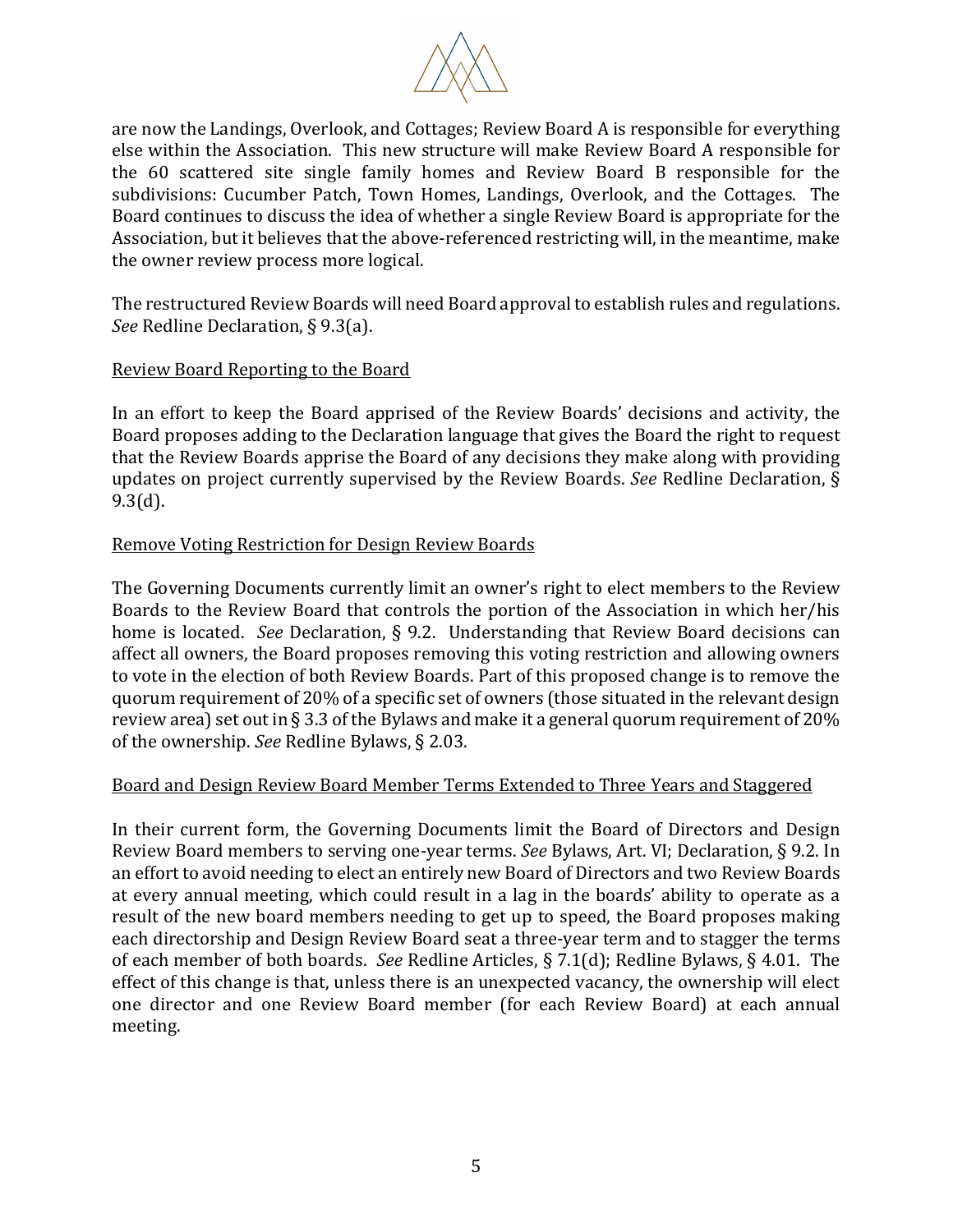are now the Landings, Overlook, and Cottages; Review Board A is responsible for everything else within the Association. This new structure will make Review Board A responsible for the 60 scattered site single family homes and Review Board B responsible for the subdivisions: Cucumber Patch, Town Homes, Landings, Overlook, and the Cottages. The Board continues to discuss the idea of whether a single Review Board is appropriate for the Association, but it believes that the above-referenced restricting will, in the meantime, make the owner review process more logical.

The restructured Review Boards will need Board approval to establish rules and regulations. *See* Redline Declaration, § 9.3(a).

<u>Review Board Reporting to the Board</u>

In an effort to keep the Board apprised of the Review Boards' decisions and activity, the Board proposes adding to the Declaration language that gives the Board the right to request that the Review Boards apprise the Board of any decisions they make along with providing updates on project currently supervised by the Review Boards. *See* Redline Declaration, § 9.3(d).

<u>Remove Voting Restriction for Design Review Boards</u>

The Governing Documents currently limit an owner's right to elect members to the Review Boards to the Review Board that controls the portion of the Association in which her/his home is located. *See* Declaration, § 9.2. Understanding that Review Board decisions can affect all owners, the Board proposes removing this voting restriction and allowing owners to vote in the election of both Review Boards. Part of this proposed change is to remove the quorum requirement of 20% of a specific set of owners (those situated in the relevant design review area) set out in § 3.3 of the Bylaws and make it a general quorum requirement of 20% of the ownership. *See* Redline Bylaws, § 2.03.

<u>Board and Design Review Board Member Terms Extended to Three Years and Staggered</u>

In their current form, the Governing Documents limit the Board of Directors and Design Review Board members to serving one-year terms. *See* Bylaws, Art. VI; Declaration, § 9.2. In an effort to avoid needing to elect an entirely new Board of Directors and two Review Boards at every annual meeting, which could result in a lag in the boards' ability to operate as a result of the new board members needing to get up to speed, the Board proposes making each directorship and Design Review Board seat a three-year term and to stagger the terms of each member of both boards. *See* Redline Articles, § 7.1(d); Redline Bylaws, § 4.01. The effect of this change is that, unless there is an unexpected vacancy, the ownership will elect one director and one Review Board member (for each Review Board) at each annual meeting.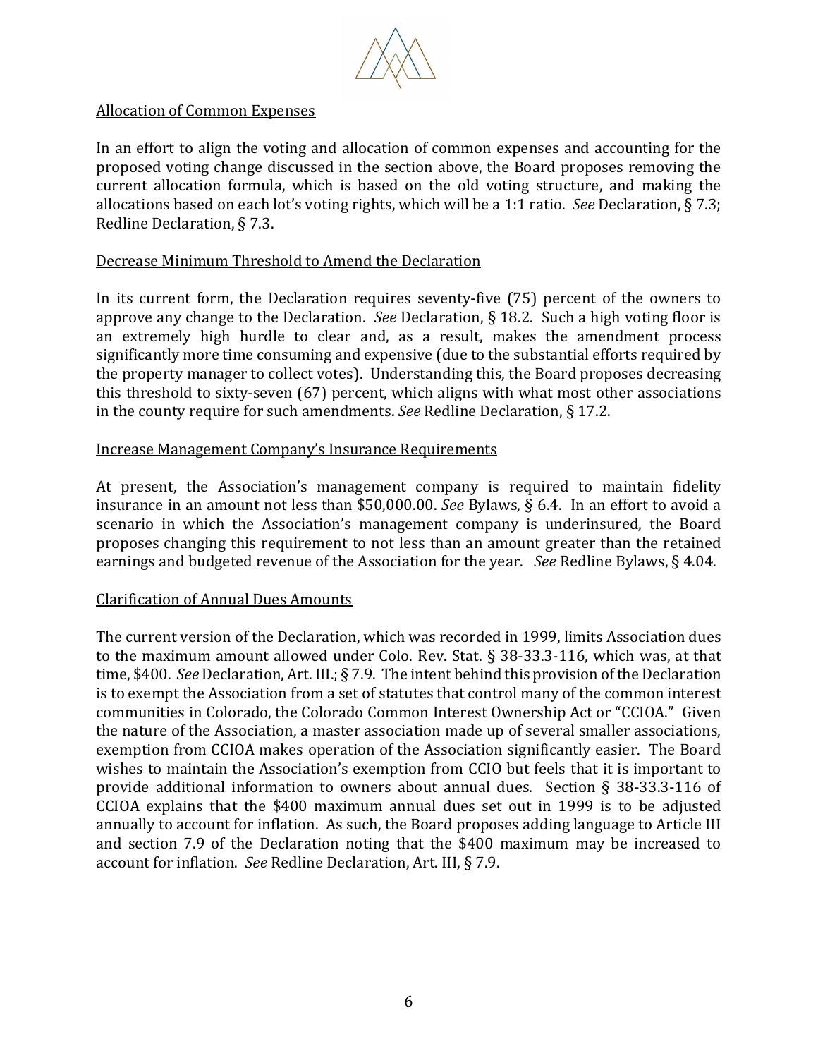Allocation of Common Expenses

In an effort to align the voting and allocation of common expenses and accounting for the proposed voting change discussed in the section above, the Board proposes removing the current allocation formula, which is based on the old voting structure, and making the allocations based on each lot's voting rights, which will be a 1:1 ratio. *See* Declaration, § 7.3; Redline Declaration, § 7.3.

Decrease Minimum Threshold to Amend the Declaration

In its current form, the Declaration requires seventy-five (75) percent of the owners to approve any change to the Declaration. *See* Declaration, § 18.2. Such a high voting floor is an extremely high hurdle to clear and, as a result, makes the amendment process significantly more time consuming and expensive (due to the substantial efforts required by the property manager to collect votes). Understanding this, the Board proposes decreasing this threshold to sixty-seven (67) percent, which aligns with what most other associations in the county require for such amendments. *See* Redline Declaration, § 17.2.

Increase Management Company's Insurance Requirements

At present, the Association's management company is required to maintain fidelity insurance in an amount not less than $50,000.00. *See* Bylaws, § 6.4. In an effort to avoid a scenario in which the Association's management company is underinsured, the Board proposes changing this requirement to not less than an amount greater than the retained earnings and budgeted revenue of the Association for the year. *See* Redline Bylaws, § 4.04.

Clarification of Annual Dues Amounts

The current version of the Declaration, which was recorded in 1999, limits Association dues to the maximum amount allowed under Colo. Rev. Stat. § 38-33.3-116, which was, at that time, $400. *See* Declaration, Art. III.; § 7.9. The intent behind this provision of the Declaration is to exempt the Association from a set of statutes that control many of the common interest communities in Colorado, the Colorado Common Interest Ownership Act or "CCIOA." Given the nature of the Association, a master association made up of several smaller associations, exemption from CCIOA makes operation of the Association significantly easier. The Board wishes to maintain the Association's exemption from CCIO but feels that it is important to provide additional information to owners about annual dues. Section § 38-33.3-116 of CCIOA explains that the $400 maximum annual dues set out in 1999 is to be adjusted annually to account for inflation. As such, the Board proposes adding language to Article III and section 7.9 of the Declaration noting that the $400 maximum may be increased to account for inflation. *See* Redline Declaration, Art. III, § 7.9.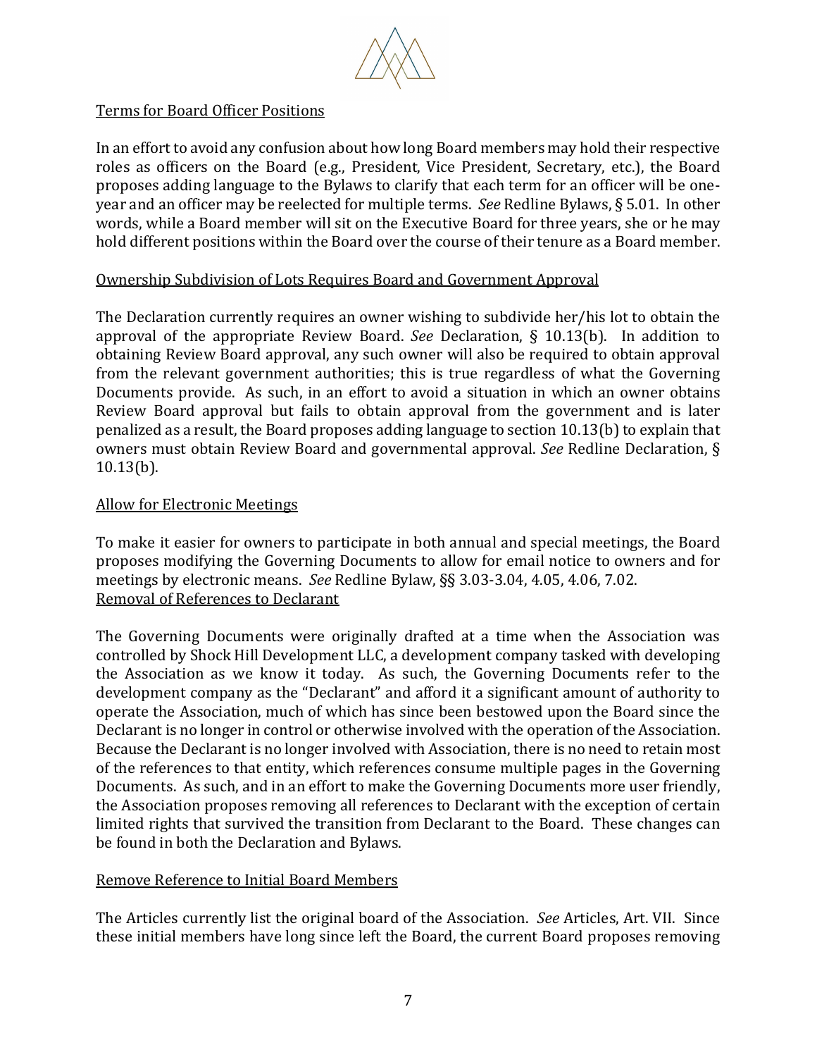Terms for Board Officer Positions

In an effort to avoid any confusion about how long Board members may hold their respective roles as officers on the Board (e.g., President, Vice President, Secretary, etc.), the Board proposes adding language to the Bylaws to clarify that each term for an officer will be one-year and an officer may be reelected for multiple terms. *See* Redline Bylaws, § 5.01. In other words, while a Board member will sit on the Executive Board for three years, she or he may hold different positions within the Board over the course of their tenure as a Board member.

Ownership Subdivision of Lots Requires Board and Government Approval

The Declaration currently requires an owner wishing to subdivide her/his lot to obtain the approval of the appropriate Review Board. *See* Declaration, § 10.13(b). In addition to obtaining Review Board approval, any such owner will also be required to obtain approval from the relevant government authorities; this is true regardless of what the Governing Documents provide. As such, in an effort to avoid a situation in which an owner obtains Review Board approval but fails to obtain approval from the government and is later penalized as a result, the Board proposes adding language to section 10.13(b) to explain that owners must obtain Review Board and governmental approval. *See* Redline Declaration, § 10.13(b).

Allow for Electronic Meetings

To make it easier for owners to participate in both annual and special meetings, the Board proposes modifying the Governing Documents to allow for email notice to owners and for meetings by electronic means. *See* Redline Bylaw, §§ 3.03-3.04, 4.05, 4.06, 7.02.

Removal of References to Declarant

The Governing Documents were originally drafted at a time when the Association was controlled by Shock Hill Development LLC, a development company tasked with developing the Association as we know it today. As such, the Governing Documents refer to the development company as the "Declarant" and afford it a significant amount of authority to operate the Association, much of which has since been bestowed upon the Board since the Declarant is no longer in control or otherwise involved with the operation of the Association. Because the Declarant is no longer involved with Association, there is no need to retain most of the references to that entity, which references consume multiple pages in the Governing Documents. As such, and in an effort to make the Governing Documents more user friendly, the Association proposes removing all references to Declarant with the exception of certain limited rights that survived the transition from Declarant to the Board. These changes can be found in both the Declaration and Bylaws.

Remove Reference to Initial Board Members

The Articles currently list the original board of the Association. *See* Articles, Art. VII. Since these initial members have long since left the Board, the current Board proposes removing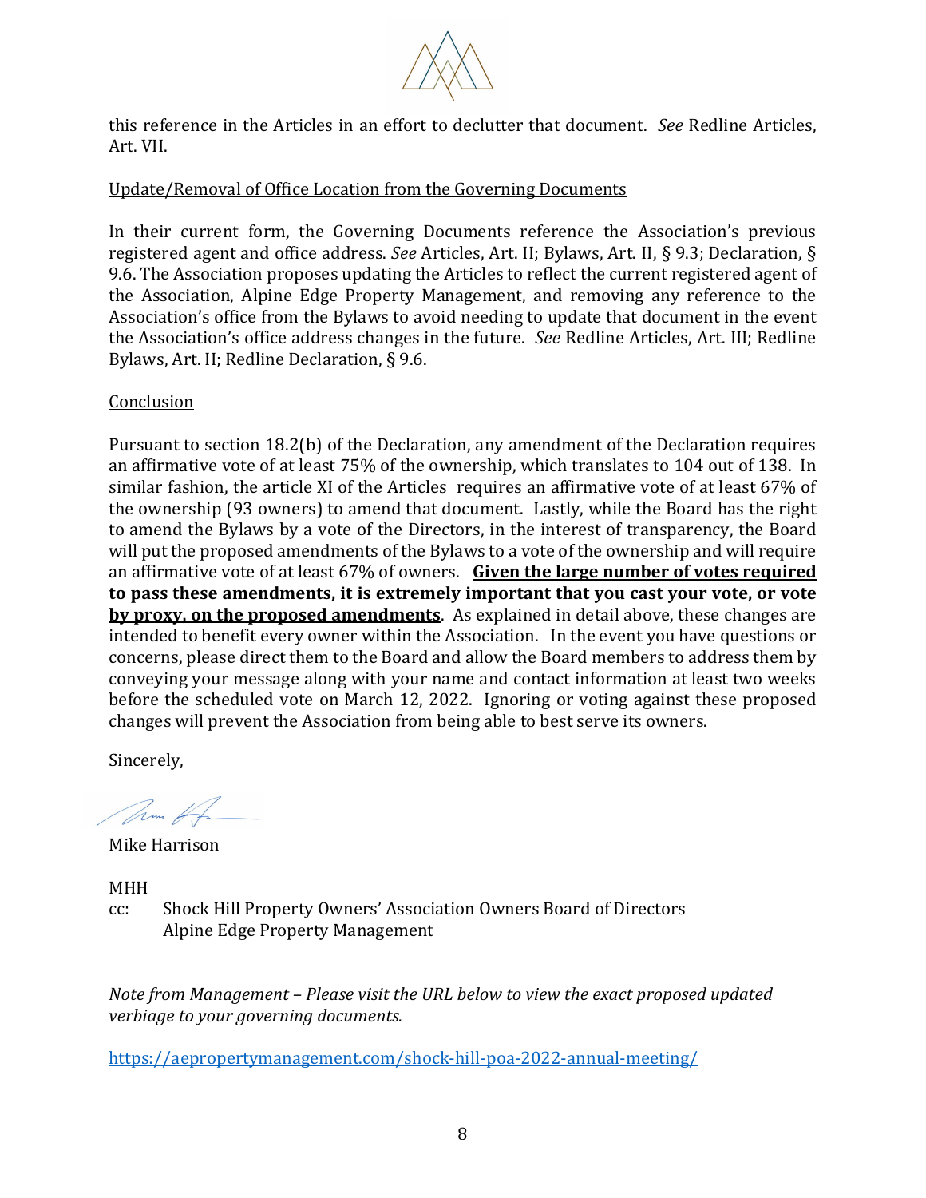this reference in the Articles in an effort to declutter that document. *See* Redline Articles, Art. VII.

Update/Removal of Office Location from the Governing Documents

In their current form, the Governing Documents reference the Association's previous registered agent and office address. *See* Articles, Art. II; Bylaws, Art. II, § 9.3; Declaration, § 9.6. The Association proposes updating the Articles to reflect the current registered agent of the Association, Alpine Edge Property Management, and removing any reference to the Association's office from the Bylaws to avoid needing to update that document in the event the Association's office address changes in the future. *See* Redline Articles, Art. III; Redline Bylaws, Art. II; Redline Declaration, § 9.6.

Conclusion

Pursuant to section 18.2(b) of the Declaration, any amendment of the Declaration requires an affirmative vote of at least 75% of the ownership, which translates to 104 out of 138. In similar fashion, the article XI of the Articles requires an affirmative vote of at least 67% of the ownership (93 owners) to amend that document. Lastly, while the Board has the right to amend the Bylaws by a vote of the Directors, in the interest of transparency, the Board will put the proposed amendments of the Bylaws to a vote of the ownership and will require an affirmative vote of at least 67% of owners. **Given the large number of votes required to pass these amendments, it is extremely important that you cast your vote, or vote by proxy, on the proposed amendments**. As explained in detail above, these changes are intended to benefit every owner within the Association. In the event you have questions or concerns, please direct them to the Board and allow the Board members to address them by conveying your message along with your name and contact information at least two weeks before the scheduled vote on March 12, 2022. Ignoring or voting against these proposed changes will prevent the Association from being able to best serve its owners.

Sincerely,

Mike Harrison

MHH

cc: Shock Hill Property Owners' Association Owners Board of Directors
Alpine Edge Property Management

*Note from Management – Please visit the URL below to view the exact proposed updated verbiage to your governing documents.*

https://aepropertymanagement.com/shock-hill-poa-2022-annual-meeting/